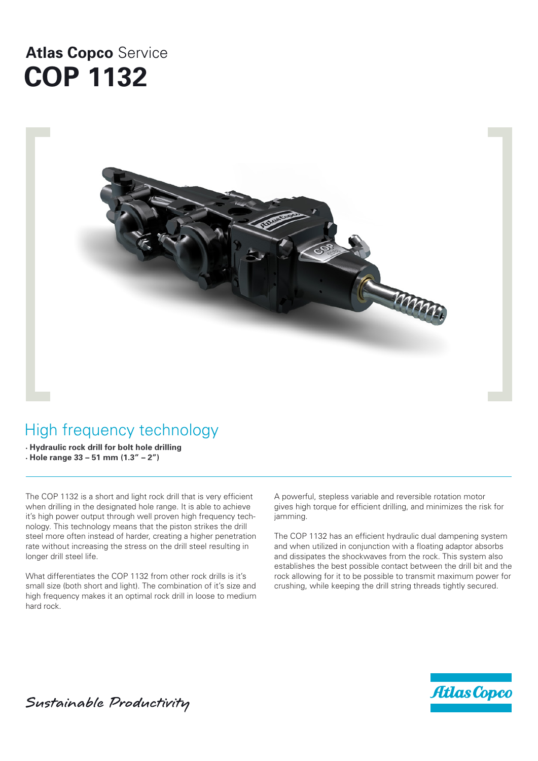# **Atlas Copco** Service
# COP 1132

## High frequency technology

- **Hydraulic rock drill for bolt hole drilling**
- **Hole range 33 – 51 mm (1.3" – 2")**

The COP 1132 is a short and light rock drill that is very efficient when drilling in the designated hole range. It is able to achieve it's high power output through well proven high frequency technology. This technology means that the piston strikes the drill steel more often instead of harder, creating a higher penetration rate without increasing the stress on the drill steel resulting in longer drill steel life.

What differentiates the COP 1132 from other rock drills is it's small size (both short and light). The combination of it's size and high frequency makes it an optimal rock drill in loose to medium hard rock.

A powerful, stepless variable and reversible rotation motor gives high torque for efficient drilling, and minimizes the risk for jamming.

The COP 1132 has an efficient hydraulic dual dampening system and when utilized in conjunction with a floating adaptor absorbs and dissipates the shockwaves from the rock. This system also establishes the best possible contact between the drill bit and the rock allowing for it to be possible to transmit maximum power for crushing, while keeping the drill string threads tightly secured.

*Sustainable Productivity*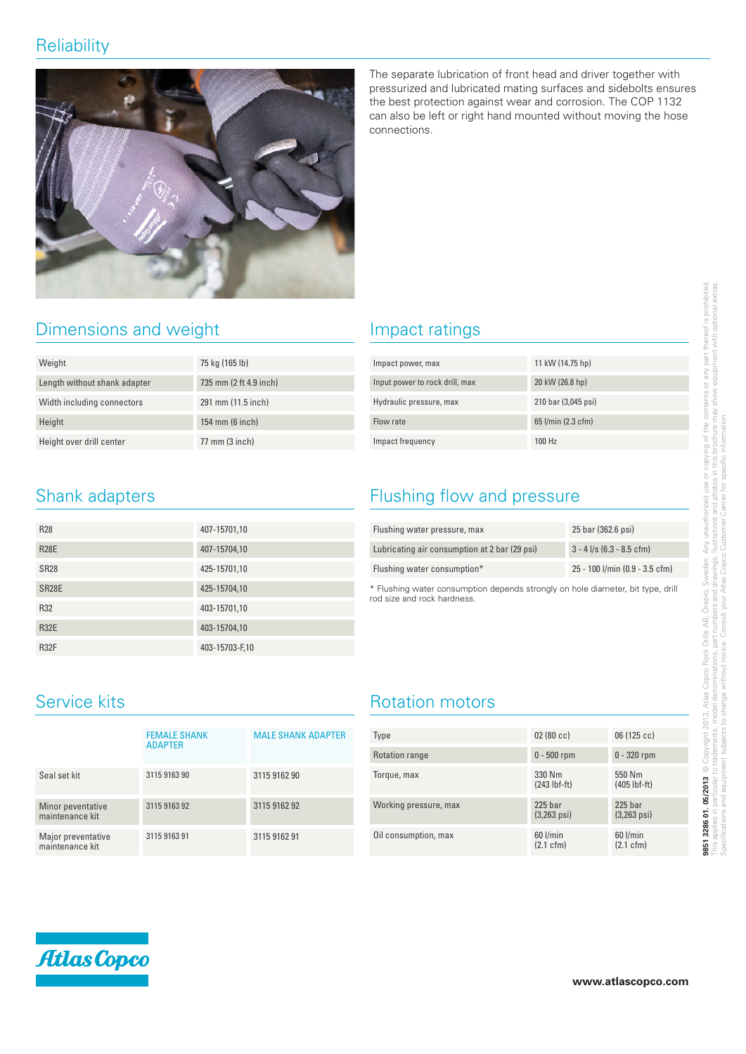## Reliability

The separate lubrication of front head and driver together with pressurized and lubricated mating surfaces and sidebolts ensures the best protection against wear and corrosion. The COP 1132 can also be left or right hand mounted without moving the hose connections.

## Dimensions and weight

| | |
|---|---|
| Weight | 75 kg (165 lb) |
| Length without shank adapter | 735 mm (2 ft 4.9 inch) |
| Width including connectors | 291 mm (11.5 inch) |
| Height | 154 mm (6 inch) |
| Height over drill center | 77 mm (3 inch) |

## Impact ratings

| | |
|---|---|
| Impact power, max | 11 kW (14.75 hp) |
| Input power to rock drill, max | 20 kW (26.8 hp) |
| Hydraulic pressure, max | 210 bar (3,045 psi) |
| Flow rate | 65 l/min (2.3 cfm) |
| Impact frequency | 100 Hz |

## Shank adapters

| | |
|---|---|
| R28 | 407-15701,10 |
| R28E | 407-15704,10 |
| SR28 | 425-15701,10 |
| SR28E | 425-15704,10 |
| R32 | 403-15701,10 |
| R32E | 403-15704,10 |
| R32F | 403-15703-F,10 |

## Flushing flow and pressure

| | |
|---|---|
| Flushing water pressure, max | 25 bar (362.6 psi) |
| Lubricating air consumption at 2 bar (29 psi) | 3 - 4 l/s (6.3 - 8.5 cfm) |
| Flushing water consumption* | 25 - 100 l/min (0.9 - 3.5 cfm) |

* Flushing water consumption depends strongly on hole diameter, bit type, drill rod size and rock hardness.

## Service kits

| | FEMALE SHANK ADAPTER | MALE SHANK ADAPTER |
|---|---|---|
| Seal set kit | 3115 9163 90 | 3115 9162 90 |
| Minor peventative maintenance kit | 3115 9163 92 | 3115 9162 92 |
| Major preventative maintenance kit | 3115 9163 91 | 3115 9162 91 |

## Rotation motors

| | | |
|---|---|---|
| Type | 02 (80 cc) | 06 (125 cc) |
| Rotation range | 0 - 500 rpm | 0 - 320 rpm |
| Torque, max | 330 Nm (243 lbf-ft) | 550 Nm (405 lbf-ft) |
| Working pressure, max | 225 bar (3,263 psi) | 225 bar (3,263 psi) |
| Oil consumption, max | 60 l/min (2.1 cfm) | 60 l/min (2.1 cfm) |

**9851 3286 01. 05/2013** © Copyright 2013, Atlas Copco Rock Drills AB, Örebro, Sweden. Any unauthorized use or copying of the contents or any part thereof is prohibited. This applies in particular to trademarks, model denominations, part numbers and drawings. Illustrations and photos in this brochure may show equipment with optional extras. Specifications and equipment subjects to change without notice. Consult your Atlas Copco Customer Center for specific information.

Atlas Copco

**www.atlascopco.com**